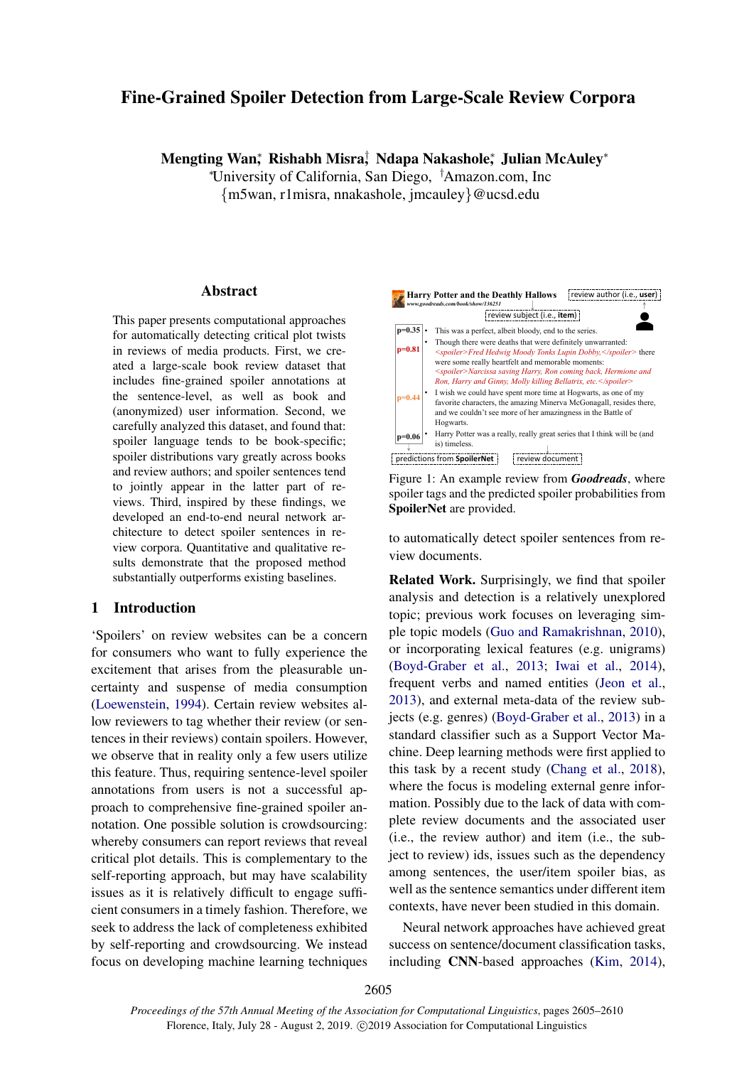# Fine-Grained Spoiler Detection from Large-Scale Review Corpora

**Mengting Wan*, Rishabh Misra†, Ndapa Nakashole*, Julian McAuley***

*University of California, San Diego, †Amazon.com, Inc

{m5wan, r1misra, nnakashole, jmcauley}@ucsd.edu

## Abstract

This paper presents computational approaches for automatically detecting critical plot twists in reviews of media products. First, we created a large-scale book review dataset that includes fine-grained spoiler annotations at the sentence-level, as well as book and (anonymized) user information. Second, we carefully analyzed this dataset, and found that: spoiler language tends to be book-specific; spoiler distributions vary greatly across books and review authors; and spoiler sentences tend to jointly appear in the latter part of reviews. Third, inspired by these findings, we developed an end-to-end neural network architecture to detect spoiler sentences in review corpora. Quantitative and qualitative results demonstrate that the proposed method substantially outperforms existing baselines.

## 1 Introduction

'Spoilers' on review websites can be a concern for consumers who want to fully experience the excitement that arises from the pleasurable uncertainty and suspense of media consumption (Loewenstein, 1994). Certain review websites allow reviewers to tag whether their review (or sentences in their reviews) contain spoilers. However, we observe that in reality only a few users utilize this feature. Thus, requiring sentence-level spoiler annotations from users is not a successful approach to comprehensive fine-grained spoiler annotation. One possible solution is crowdsourcing: whereby consumers can report reviews that reveal critical plot details. This is complementary to the self-reporting approach, but may have scalability issues as it is relatively difficult to engage sufficient consumers in a timely fashion. Therefore, we seek to address the lack of completeness exhibited by self-reporting and crowdsourcing. We instead focus on developing machine learning techniques to automatically detect spoiler sentences from review documents.

**Harry Potter and the Deathly Hallows** *www.goodreads.com/book/show/136251* — review subject (i.e., **item**) — review author (i.e., **user**)

| | |
|---|---|
| p=0.35 | • This was a perfect, albeit bloody, end to the series. |
| p=0.81 | • Though there were deaths that were definitely unwarranted: *<spoiler>Fred Hedwig Moody Tonks Lupin Dobby,</spoiler>* there were some really heartfelt and memorable moments: *<spoiler>Narcissa saving Harry, Ron coming back, Hermione and Ron, Harry and Ginny, Molly killing Bellatrix, etc.</spoiler>* |
| p=0.44 | • I wish we could have spent more time at Hogwarts, as one of my favorite characters, the amazing Minerva McGonagall, resides there, and we couldn't see more of her amazingness in the Battle of Hogwarts. |
| p=0.06 | • Harry Potter was a really, really great series that I think will be (and is) timeless. |

predictions from **SpoilerNet** — review document

Figure 1: An example review from ***Goodreads***, where spoiler tags and the predicted spoiler probabilities from **SpoilerNet** are provided.

**Related Work.** Surprisingly, we find that spoiler analysis and detection is a relatively unexplored topic; previous work focuses on leveraging simple topic models (Guo and Ramakrishnan, 2010), or incorporating lexical features (e.g. unigrams) (Boyd-Graber et al., 2013; Iwai et al., 2014), frequent verbs and named entities (Jeon et al., 2013), and external meta-data of the review subjects (e.g. genres) (Boyd-Graber et al., 2013) in a standard classifier such as a Support Vector Machine. Deep learning methods were first applied to this task by a recent study (Chang et al., 2018), where the focus is modeling external genre information. Possibly due to the lack of data with complete review documents and the associated user (i.e., the review author) and item (i.e., the subject to review) ids, issues such as the dependency among sentences, the user/item spoiler bias, as well as the sentence semantics under different item contexts, have never been studied in this domain.

Neural network approaches have achieved great success on sentence/document classification tasks, including **CNN**-based approaches (Kim, 2014),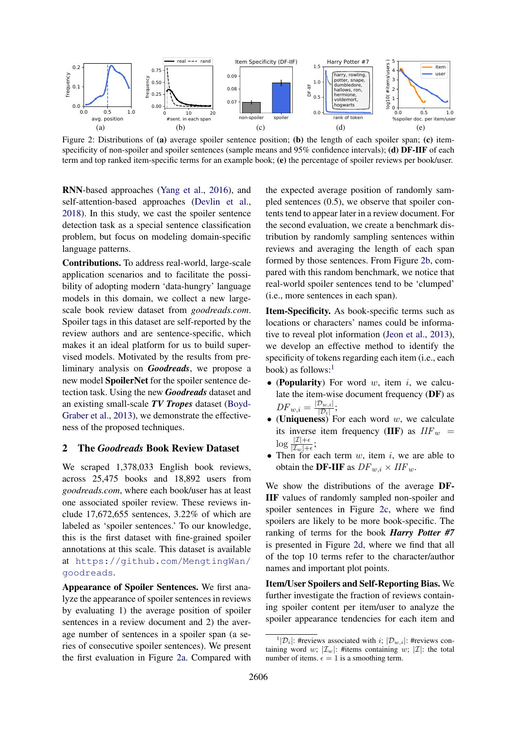Figure 2: Distributions of **(a)** average spoiler sentence position; **(b)** the length of each spoiler span; **(c)** item-specificity of non-spoiler and spoiler sentences (sample means and 95% confidence intervals); **(d)** **DF-IIF** of each term and top ranked item-specific terms for an example book; **(e)** the percentage of spoiler reviews per book/user.

**RNN**-based approaches (Yang et al., 2016), and self-attention-based approaches (Devlin et al., 2018). In this study, we cast the spoiler sentence detection task as a special sentence classification problem, but focus on modeling domain-specific language patterns.

**Contributions.** To address real-world, large-scale application scenarios and to facilitate the possibility of adopting modern 'data-hungry' language models in this domain, we collect a new large-scale book review dataset from *goodreads.com*. Spoiler tags in this dataset are self-reported by the review authors and are sentence-specific, which makes it an ideal platform for us to build supervised models. Motivated by the results from preliminary analysis on ***Goodreads***, we propose a new model **SpoilerNet** for the spoiler sentence detection task. Using the new ***Goodreads*** dataset and an existing small-scale ***TV Tropes*** dataset (Boyd-Graber et al., 2013), we demonstrate the effectiveness of the proposed techniques.

## 2 The *Goodreads* Book Review Dataset

We scraped 1,378,033 English book reviews, across 25,475 books and 18,892 users from *goodreads.com*, where each book/user has at least one associated spoiler review. These reviews include 17,672,655 sentences, 3.22% of which are labeled as 'spoiler sentences.' To our knowledge, this is the first dataset with fine-grained spoiler annotations at this scale. This dataset is available at https://github.com/MengtingWan/goodreads.

**Appearance of Spoiler Sentences.** We first analyze the appearance of spoiler sentences in reviews by evaluating 1) the average position of spoiler sentences in a review document and 2) the average number of sentences in a spoiler span (a series of consecutive spoiler sentences). We present the first evaluation in Figure 2a. Compared with the expected average position of randomly sampled sentences (0.5), we observe that spoiler contents tend to appear later in a review document. For the second evaluation, we create a benchmark distribution by randomly sampling sentences within reviews and averaging the length of each span formed by those sentences. From Figure 2b, compared with this random benchmark, we notice that real-world spoiler sentences tend to be 'clumped' (i.e., more sentences in each span).

**Item-Specificity.** As book-specific terms such as locations or characters' names could be informative to reveal plot information (Jeon et al., 2013), we develop an effective method to identify the specificity of tokens regarding each item (i.e., each book) as follows:[1]

- (**Popularity**) For word $w$, item $i$, we calculate the item-wise document frequency (**DF**) as $DF_{w,i} = \frac{|\mathcal{D}_{w,i}|}{|\mathcal{D}_i|}$;
- (**Uniqueness**) For each word $w$, we calculate its inverse item frequency (**IIF**) as $IIF_w = \log \frac{|\mathcal{I}|+\epsilon}{|\mathcal{I}_w|+\epsilon}$;
- Then for each term $w$, item $i$, we are able to obtain the **DF-IIF** as $DF_{w,i} \times IIF_w$.

We show the distributions of the average **DF-IIF** values of randomly sampled non-spoiler and spoiler sentences in Figure 2c, where we find spoilers are likely to be more book-specific. The ranking of terms for the book ***Harry Potter #7*** is presented in Figure 2d, where we find that all of the top 10 terms refer to the character/author names and important plot points.

**Item/User Spoilers and Self-Reporting Bias.** We further investigate the fraction of reviews containing spoiler content per item/user to analyze the spoiler appearance tendencies for each item and

[1] $|\mathcal{D}_i|$: #reviews associated with $i$; $|\mathcal{D}_{w,i}|$: #reviews containing word $w$; $|\mathcal{I}_w|$: #items containing $w$; $|\mathcal{I}|$: the total number of items. $\epsilon = 1$ is a smoothing term.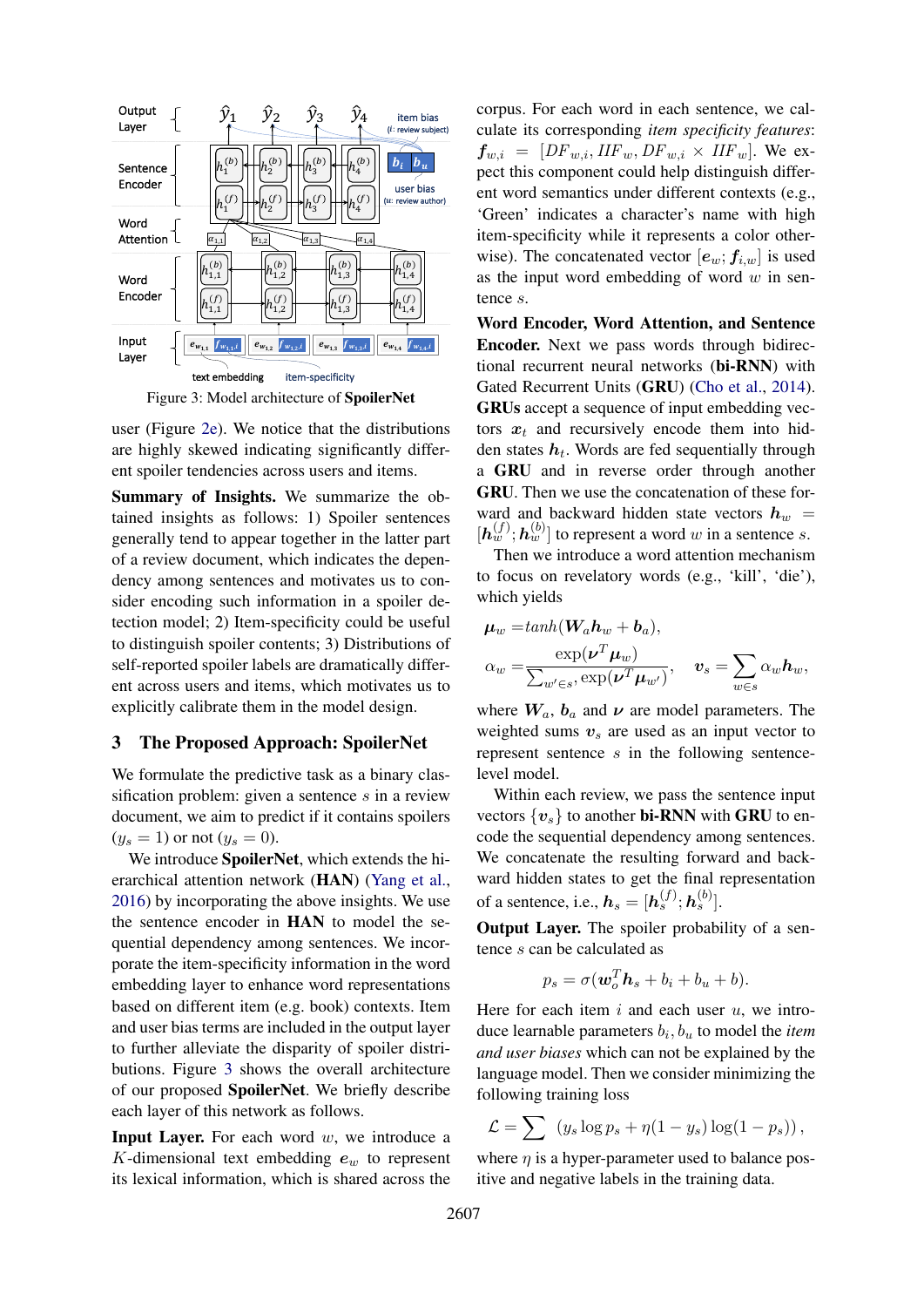Figure 3: Model architecture of **SpoilerNet**

user (Figure 2e). We notice that the distributions are highly skewed indicating significantly different spoiler tendencies across users and items.

**Summary of Insights.** We summarize the obtained insights as follows: 1) Spoiler sentences generally tend to appear together in the latter part of a review document, which indicates the dependency among sentences and motivates us to consider encoding such information in a spoiler detection model; 2) Item-specificity could be useful to distinguish spoiler contents; 3) Distributions of self-reported spoiler labels are dramatically different across users and items, which motivates us to explicitly calibrate them in the model design.

## 3 The Proposed Approach: SpoilerNet

We formulate the predictive task as a binary classification problem: given a sentence $s$ in a review document, we aim to predict if it contains spoilers ($y_s = 1$) or not ($y_s = 0$).

We introduce **SpoilerNet**, which extends the hierarchical attention network (**HAN**) (Yang et al., 2016) by incorporating the above insights. We use the sentence encoder in **HAN** to model the sequential dependency among sentences. We incorporate the item-specificity information in the word embedding layer to enhance word representations based on different item (e.g. book) contexts. Item and user bias terms are included in the output layer to further alleviate the disparity of spoiler distributions. Figure 3 shows the overall architecture of our proposed **SpoilerNet**. We briefly describe each layer of this network as follows.

**Input Layer.** For each word $w$, we introduce a $K$-dimensional text embedding $\boldsymbol{e}_w$ to represent its lexical information, which is shared across the corpus. For each word in each sentence, we calculate its corresponding *item specificity features*: $\boldsymbol{f}_{w,i} = [DF_{w,i}, IIF_w, DF_{w,i} \times IIF_w]$. We expect this component could help distinguish different word semantics under different contexts (e.g., 'Green' indicates a character's name with high item-specificity while it represents a color otherwise). The concatenated vector $[\boldsymbol{e}_w; \boldsymbol{f}_{i,w}]$ is used as the input word embedding of word $w$ in sentence $s$.

**Word Encoder, Word Attention, and Sentence Encoder.** Next we pass words through bidirectional recurrent neural networks (**bi-RNN**) with Gated Recurrent Units (**GRU**) (Cho et al., 2014). **GRUs** accept a sequence of input embedding vectors $\boldsymbol{x}_t$ and recursively encode them into hidden states $\boldsymbol{h}_t$. Words are fed sequentially through a **GRU** and in reverse order through another **GRU**. Then we use the concatenation of these forward and backward hidden state vectors $\boldsymbol{h}_w = [\boldsymbol{h}_w^{(f)}; \boldsymbol{h}_w^{(b)}]$ to represent a word $w$ in a sentence $s$.

Then we introduce a word attention mechanism to focus on revelatory words (e.g., 'kill', 'die'), which yields

$$\boldsymbol{\mu}_w = tanh(\boldsymbol{W}_a \boldsymbol{h}_w + \boldsymbol{b}_a),$$

$$\alpha_w = \frac{\exp(\boldsymbol{\nu}^T \boldsymbol{\mu}_w)}{\sum_{w' \in s} \exp(\boldsymbol{\nu}^T \boldsymbol{\mu}_{w'})}, \quad \boldsymbol{v}_s = \sum_{w \in s} \alpha_w \boldsymbol{h}_w,$$

where $\boldsymbol{W}_a$, $\boldsymbol{b}_a$ and $\boldsymbol{\nu}$ are model parameters. The weighted sums $\boldsymbol{v}_s$ are used as an input vector to represent sentence $s$ in the following sentence-level model.

Within each review, we pass the sentence input vectors $\{\boldsymbol{v}_s\}$ to another **bi-RNN** with **GRU** to encode the sequential dependency among sentences. We concatenate the resulting forward and backward hidden states to get the final representation of a sentence, i.e., $\boldsymbol{h}_s = [\boldsymbol{h}_s^{(f)}; \boldsymbol{h}_s^{(b)}]$.

**Output Layer.** The spoiler probability of a sentence $s$ can be calculated as

$$p_s = \sigma(\boldsymbol{w}_o^T \boldsymbol{h}_s + b_i + b_u + b).$$

Here for each item $i$ and each user $u$, we introduce learnable parameters $b_i, b_u$ to model the *item and user biases* which can not be explained by the language model. Then we consider minimizing the following training loss

$$\mathcal{L} = \sum \left( y_s \log p_s + \eta (1 - y_s) \log(1 - p_s) \right),$$

where $\eta$ is a hyper-parameter used to balance positive and negative labels in the training data.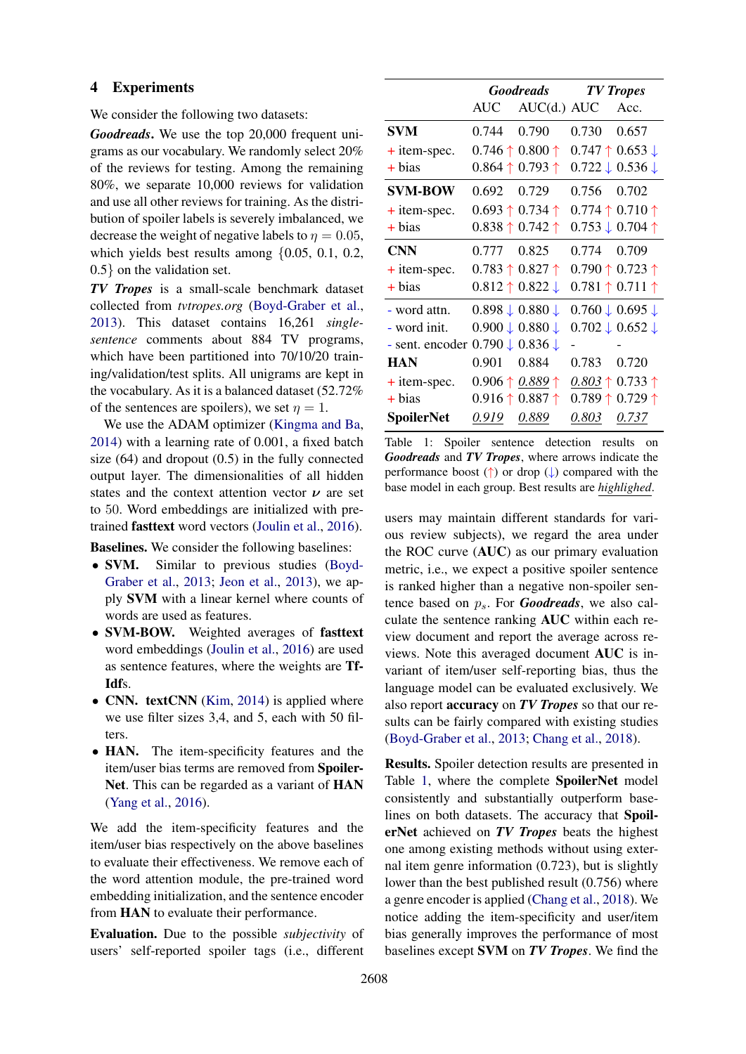## 4 Experiments

We consider the following two datasets:

***Goodreads*.** We use the top 20,000 frequent unigrams as our vocabulary. We randomly select 20% of the reviews for testing. Among the remaining 80%, we separate 10,000 reviews for validation and use all other reviews for training. As the distribution of spoiler labels is severely imbalanced, we decrease the weight of negative labels to $\eta = 0.05$, which yields best results among $\{0.05, 0.1, 0.2, 0.5\}$ on the validation set.

***TV Tropes*** is a small-scale benchmark dataset collected from *tvtropes.org* (Boyd-Graber et al., 2013). This dataset contains 16,261 *single-sentence* comments about 884 TV programs, which have been partitioned into 70/10/20 training/validation/test splits. All unigrams are kept in the vocabulary. As it is a balanced dataset (52.72% of the sentences are spoilers), we set $\eta = 1$.

We use the ADAM optimizer (Kingma and Ba, 2014) with a learning rate of 0.001, a fixed batch size (64) and dropout (0.5) in the fully connected output layer. The dimensionalities of all hidden states and the context attention vector $\boldsymbol{\nu}$ are set to 50. Word embeddings are initialized with pretrained **fasttext** word vectors (Joulin et al., 2016).

**Baselines.** We consider the following baselines:

- **SVM.** Similar to previous studies (Boyd-Graber et al., 2013; Jeon et al., 2013), we apply **SVM** with a linear kernel where counts of words are used as features.
- **SVM-BOW.** Weighted averages of **fasttext** word embeddings (Joulin et al., 2016) are used as sentence features, where the weights are **Tf-Idf**s.
- **CNN.** **textCNN** (Kim, 2014) is applied where we use filter sizes 3,4, and 5, each with 50 filters.
- **HAN.** The item-specificity features and the item/user bias terms are removed from **SpoilerNet**. This can be regarded as a variant of **HAN** (Yang et al., 2016).

We add the item-specificity features and the item/user bias respectively on the above baselines to evaluate their effectiveness. We remove each of the word attention module, the pre-trained word embedding initialization, and the sentence encoder from **HAN** to evaluate their performance.

**Evaluation.** Due to the possible *subjectivity* of users' self-reported spoiler tags (i.e., different users may maintain different standards for various review subjects), we regard the area under the ROC curve (**AUC**) as our primary evaluation metric, i.e., we expect a positive spoiler sentence is ranked higher than a negative non-spoiler sentence based on $p_s$. For ***Goodreads***, we also calculate the sentence ranking **AUC** within each review document and report the average across reviews. Note this averaged document **AUC** is invariant of item/user self-reporting bias, thus the language model can be evaluated exclusively. We also report **accuracy** on ***TV Tropes*** so that our results can be fairly compared with existing studies (Boyd-Graber et al., 2013; Chang et al., 2018).

| | *Goodreads* | | *TV Tropes* | |
|---|---|---|---|---|
| | AUC | AUC(d.) | AUC | Acc. |
| **SVM** | 0.744 | 0.790 | 0.730 | 0.657 |
| + item-spec. | 0.746 ↑ | 0.800 ↑ | 0.747 ↑ | 0.653 ↓ |
| + bias | 0.864 ↑ | 0.793 ↑ | 0.722 ↓ | 0.536 ↓ |
| **SVM-BOW** | 0.692 | 0.729 | 0.756 | 0.702 |
| + item-spec. | 0.693 ↑ | 0.734 ↑ | 0.774 ↑ | 0.710 ↑ |
| + bias | 0.838 ↑ | 0.742 ↑ | 0.753 ↓ | 0.704 ↑ |
| **CNN** | 0.777 | 0.825 | 0.774 | 0.709 |
| + item-spec. | 0.783 ↑ | 0.827 ↑ | 0.790 ↑ | 0.723 ↑ |
| + bias | 0.812 ↑ | 0.822 ↓ | 0.781 ↑ | 0.711 ↑ |
| - word attn. | 0.898 ↓ | 0.880 ↓ | 0.760 ↓ | 0.695 ↓ |
| - word init. | 0.900 ↓ | 0.880 ↓ | 0.702 ↓ | 0.652 ↓ |
| - sent. encoder | 0.790 ↓ | 0.836 ↓ | - | - |
| **HAN** | 0.901 | 0.884 | 0.783 | 0.720 |
| + item-spec. | 0.906 ↑ | *0.889* ↑ | *0.803* ↑ | 0.733 ↑ |
| + bias | 0.916 ↑ | 0.887 ↑ | 0.789 ↑ | 0.729 ↑ |
| **SpoilerNet** | *0.919* | *0.889* | *0.803* | *0.737* |

Table 1: Spoiler sentence detection results on ***Goodreads*** and ***TV Tropes***, where arrows indicate the performance boost (↑) or drop (↓) compared with the base model in each group. Best results are *highlighted*.

**Results.** Spoiler detection results are presented in Table 1, where the complete **SpoilerNet** model consistently and substantially outperform baselines on both datasets. The accuracy that **SpoilerNet** achieved on ***TV Tropes*** beats the highest one among existing methods without using external item genre information (0.723), but is slightly lower than the best published result (0.756) where a genre encoder is applied (Chang et al., 2018). We notice adding the item-specificity and user/item bias generally improves the performance of most baselines except **SVM** on ***TV Tropes***. We find the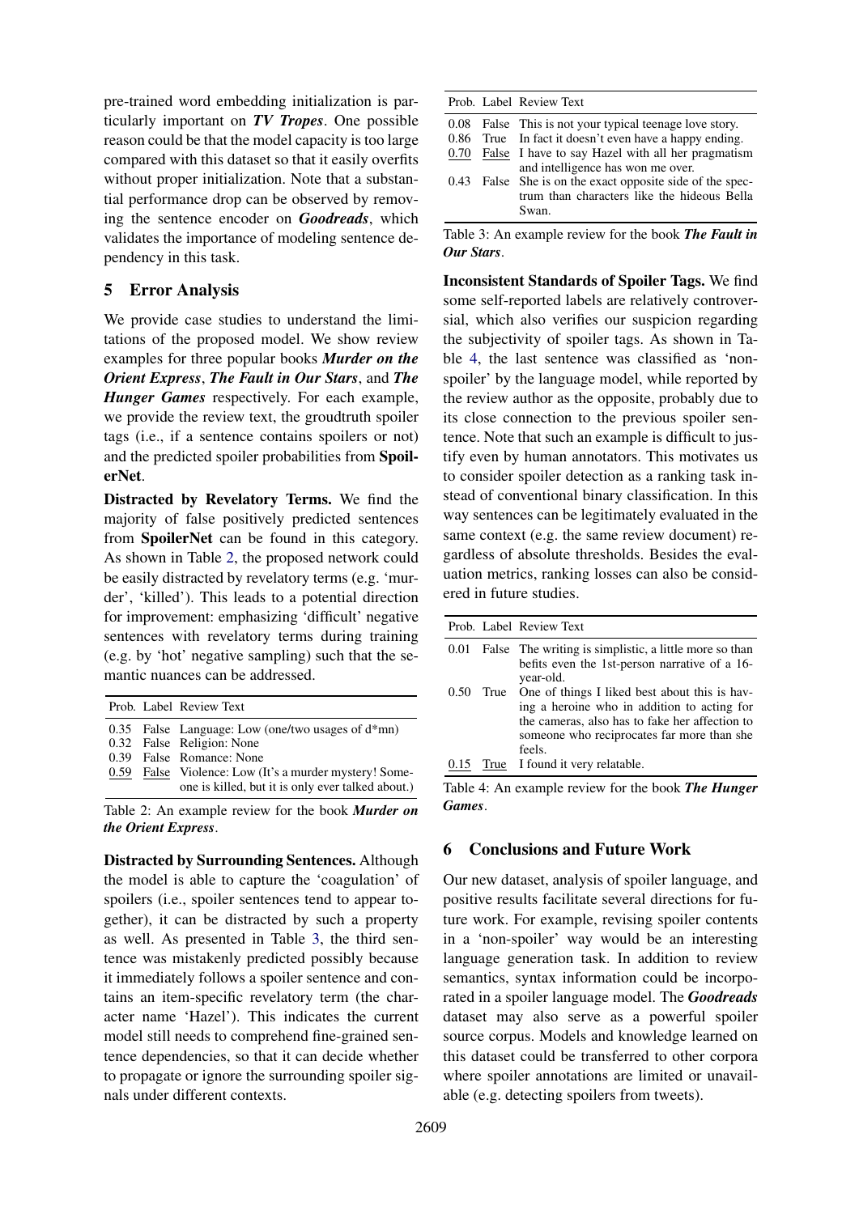pre-trained word embedding initialization is particularly important on ***TV Tropes***. One possible reason could be that the model capacity is too large compared with this dataset so that it easily overfits without proper initialization. Note that a substantial performance drop can be observed by removing the sentence encoder on ***Goodreads***, which validates the importance of modeling sentence dependency in this task.

## 5 Error Analysis

We provide case studies to understand the limitations of the proposed model. We show review examples for three popular books ***Murder on the Orient Express***, ***The Fault in Our Stars***, and ***The Hunger Games*** respectively. For each example, we provide the review text, the groudtruth spoiler tags (i.e., if a sentence contains spoilers or not) and the predicted spoiler probabilities from **SpoilerNet**.

**Distracted by Revelatory Terms.** We find the majority of false positively predicted sentences from **SpoilerNet** can be found in this category. As shown in Table 2, the proposed network could be easily distracted by revelatory terms (e.g. 'murder', 'killed'). This leads to a potential direction for improvement: emphasizing 'difficult' negative sentences with revelatory terms during training (e.g. by 'hot' negative sampling) such that the semantic nuances can be addressed.

| Prob. | Label | Review Text |
|---|---|---|
| 0.35 | False | Language: Low (one/two usages of d*mn) |
| 0.32 | False | Religion: None |
| 0.39 | False | Romance: None |
| <u>0.59</u> | <u>False</u> | Violence: Low (It's a murder mystery! Someone is killed, but it is only ever talked about.) |

Table 2: An example review for the book ***Murder on the Orient Express***.

**Distracted by Surrounding Sentences.** Although the model is able to capture the 'coagulation' of spoilers (i.e., spoiler sentences tend to appear together), it can be distracted by such a property as well. As presented in Table 3, the third sentence was mistakenly predicted possibly because it immediately follows a spoiler sentence and contains an item-specific revelatory term (the character name 'Hazel'). This indicates the current model still needs to comprehend fine-grained sentence dependencies, so that it can decide whether to propagate or ignore the surrounding spoiler signals under different contexts.

| Prob. | Label | Review Text |
|---|---|---|
| 0.08 | False | This is not your typical teenage love story. |
| 0.86 | True | In fact it doesn't even have a happy ending. |
| <u>0.70</u> | <u>False</u> | I have to say Hazel with all her pragmatism and intelligence has won me over. |
| 0.43 | False | She is on the exact opposite side of the spectrum than characters like the hideous Bella Swan. |

Table 3: An example review for the book ***The Fault in Our Stars***.

**Inconsistent Standards of Spoiler Tags.** We find some self-reported labels are relatively controversial, which also verifies our suspicion regarding the subjectivity of spoiler tags. As shown in Table 4, the last sentence was classified as 'non-spoiler' by the language model, while reported by the review author as the opposite, probably due to its close connection to the previous spoiler sentence. Note that such an example is difficult to justify even by human annotators. This motivates us to consider spoiler detection as a ranking task instead of conventional binary classification. In this way sentences can be legitimately evaluated in the same context (e.g. the same review document) regardless of absolute thresholds. Besides the evaluation metrics, ranking losses can also be considered in future studies.

| Prob. | Label | Review Text |
|---|---|---|
| 0.01 | False | The writing is simplistic, a little more so than befits even the 1st-person narrative of a 16-year-old. |
| 0.50 | True | One of things I liked best about this is having a heroine who in addition to acting for the cameras, also has to fake her affection to someone who reciprocates far more than she feels. |
| <u>0.15</u> | <u>True</u> | I found it very relatable. |

Table 4: An example review for the book ***The Hunger Games***.

## 6 Conclusions and Future Work

Our new dataset, analysis of spoiler language, and positive results facilitate several directions for future work. For example, revising spoiler contents in a 'non-spoiler' way would be an interesting language generation task. In addition to review semantics, syntax information could be incorporated in a spoiler language model. The ***Goodreads*** dataset may also serve as a powerful spoiler source corpus. Models and knowledge learned on this dataset could be transferred to other corpora where spoiler annotations are limited or unavailable (e.g. detecting spoilers from tweets).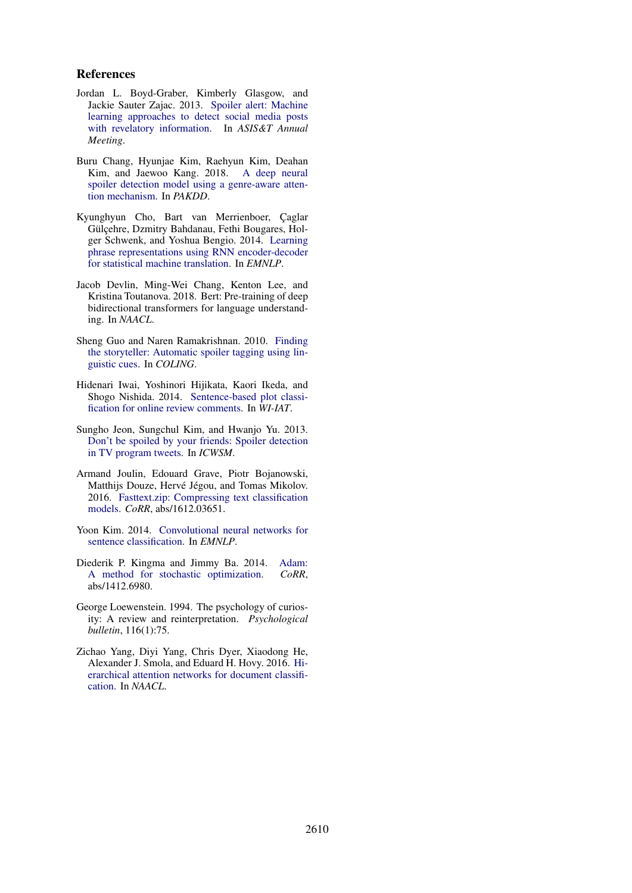## References

Jordan L. Boyd-Graber, Kimberly Glasgow, and Jackie Sauter Zajac. 2013. Spoiler alert: Machine learning approaches to detect social media posts with revelatory information. In *ASIS&T Annual Meeting*.

Buru Chang, Hyunjae Kim, Raehyun Kim, Deahan Kim, and Jaewoo Kang. 2018. A deep neural spoiler detection model using a genre-aware attention mechanism. In *PAKDD*.

Kyunghyun Cho, Bart van Merrienboer, Çaglar Gülçehre, Dzmitry Bahdanau, Fethi Bougares, Holger Schwenk, and Yoshua Bengio. 2014. Learning phrase representations using RNN encoder-decoder for statistical machine translation. In *EMNLP*.

Jacob Devlin, Ming-Wei Chang, Kenton Lee, and Kristina Toutanova. 2018. Bert: Pre-training of deep bidirectional transformers for language understanding. In *NAACL*.

Sheng Guo and Naren Ramakrishnan. 2010. Finding the storyteller: Automatic spoiler tagging using linguistic cues. In *COLING*.

Hidenari Iwai, Yoshinori Hijikata, Kaori Ikeda, and Shogo Nishida. 2014. Sentence-based plot classification for online review comments. In *WI-IAT*.

Sungho Jeon, Sungchul Kim, and Hwanjo Yu. 2013. Don't be spoiled by your friends: Spoiler detection in TV program tweets. In *ICWSM*.

Armand Joulin, Edouard Grave, Piotr Bojanowski, Matthijs Douze, Hervé Jégou, and Tomas Mikolov. 2016. Fasttext.zip: Compressing text classification models. *CoRR*, abs/1612.03651.

Yoon Kim. 2014. Convolutional neural networks for sentence classification. In *EMNLP*.

Diederik P. Kingma and Jimmy Ba. 2014. Adam: A method for stochastic optimization. *CoRR*, abs/1412.6980.

George Loewenstein. 1994. The psychology of curiosity: A review and reinterpretation. *Psychological bulletin*, 116(1):75.

Zichao Yang, Diyi Yang, Chris Dyer, Xiaodong He, Alexander J. Smola, and Eduard H. Hovy. 2016. Hierarchical attention networks for document classification. In *NAACL*.